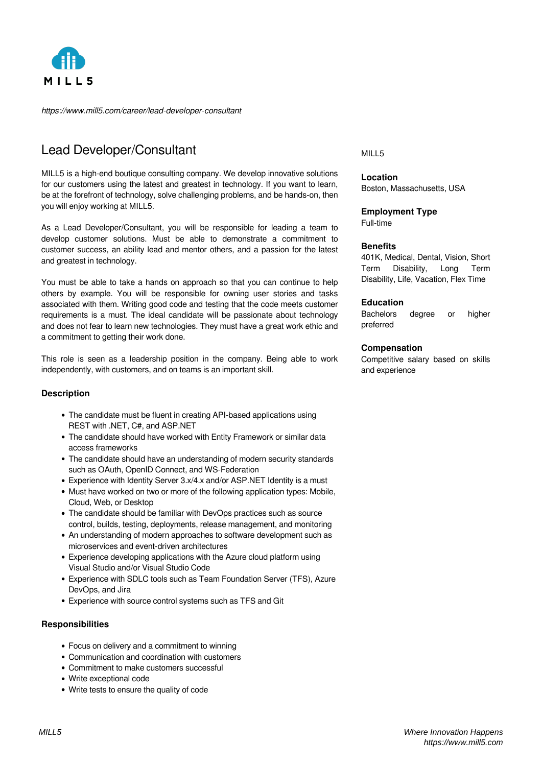MILL5

*https://www.mill5.com/career/lead-developer-consultant*

# Lead Developer/Consultant

MILL5 is a high-end boutique consulting company. We develop innovative solutions for our customers using the latest and greatest in technology. If you want to learn, be at the forefront of technology, solve challenging problems, and be hands-on, then you will enjoy working at MILL5.

As a Lead Developer/Consultant, you will be responsible for leading a team to develop customer solutions. Must be able to demonstrate a commitment to customer success, an ability lead and mentor others, and a passion for the latest and greatest in technology.

You must be able to take a hands on approach so that you can continue to help others by example. You will be responsible for owning user stories and tasks associated with them. Writing good code and testing that the code meets customer requirements is a must. The ideal candidate will be passionate about technology and does not fear to learn new technologies. They must have a great work ethic and a commitment to getting their work done.

This role is seen as a leadership position in the company. Being able to work independently, with customers, and on teams is an important skill.

### Description

- The candidate must be fluent in creating API-based applications using REST with .NET, C#, and ASP.NET
- The candidate should have worked with Entity Framework or similar data access frameworks
- The candidate should have an understanding of modern security standards such as OAuth, OpenID Connect, and WS-Federation
- Experience with Identity Server 3.x/4.x and/or ASP.NET Identity is a must
- Must have worked on two or more of the following application types: Mobile, Cloud, Web, or Desktop
- The candidate should be familiar with DevOps practices such as source control, builds, testing, deployments, release management, and monitoring
- An understanding of modern approaches to software development such as microservices and event-driven architectures
- Experience developing applications with the Azure cloud platform using Visual Studio and/or Visual Studio Code
- Experience with SDLC tools such as Team Foundation Server (TFS), Azure DevOps, and Jira
- Experience with source control systems such as TFS and Git

### Responsibilities

- Focus on delivery and a commitment to winning
- Communication and coordination with customers
- Commitment to make customers successful
- Write exceptional code
- Write tests to ensure the quality of code

MILL5

**Location**
Boston, Massachusetts, USA

**Employment Type**
Full-time

**Benefits**
401K, Medical, Dental, Vision, Short Term Disability, Long Term Disability, Life, Vacation, Flex Time

**Education**
Bachelors degree or higher preferred

**Compensation**
Competitive salary based on skills and experience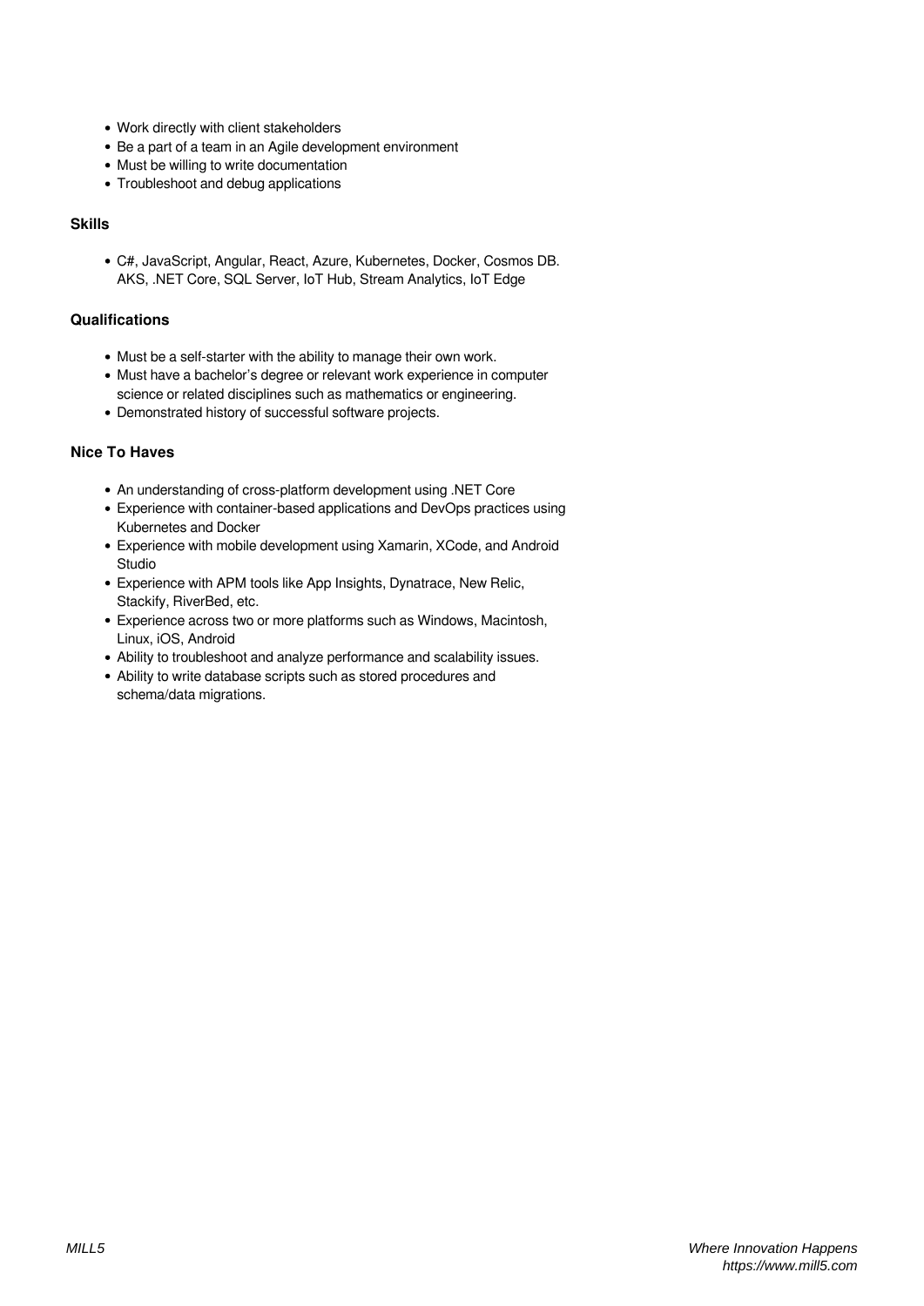- Work directly with client stakeholders
- Be a part of a team in an Agile development environment
- Must be willing to write documentation
- Troubleshoot and debug applications

### Skills

- C#, JavaScript, Angular, React, Azure, Kubernetes, Docker, Cosmos DB. AKS, .NET Core, SQL Server, IoT Hub, Stream Analytics, IoT Edge

### Qualifications

- Must be a self-starter with the ability to manage their own work.
- Must have a bachelor's degree or relevant work experience in computer science or related disciplines such as mathematics or engineering.
- Demonstrated history of successful software projects.

### Nice To Haves

- An understanding of cross-platform development using .NET Core
- Experience with container-based applications and DevOps practices using Kubernetes and Docker
- Experience with mobile development using Xamarin, XCode, and Android Studio
- Experience with APM tools like App Insights, Dynatrace, New Relic, Stackify, RiverBed, etc.
- Experience across two or more platforms such as Windows, Macintosh, Linux, iOS, Android
- Ability to troubleshoot and analyze performance and scalability issues.
- Ability to write database scripts such as stored procedures and schema/data migrations.